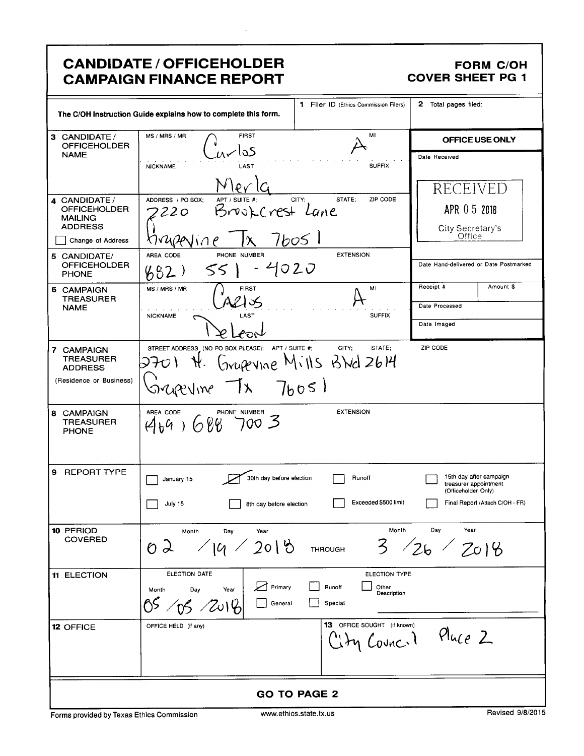# CANDIDATE / OFFICEHOLDER CAMPAIGN FINANCE REPORT

## FORM C/OH COVER SHEET PG 1

The C/OH Instruction Guide explains how to complete this form.

| | |
|---|---|
| 1 Filer ID (Ethics Commission Filers) | |
| 2 Total pages filed: | |

**3 CANDIDATE / OFFICEHOLDER NAME**

MS / MRS / MR: 
FIRST: Carlos
MI: A
NICKNAME: 
LAST: Merla
SUFFIX: 

**4 CANDIDATE / OFFICEHOLDER MAILING ADDRESS**

ADDRESS / PO BOX; APT / SUITE #; CITY; STATE; ZIP CODE
2220 BrookCrest Lane
Grapevine Tx 76051

☐ Change of Address

**5 CANDIDATE/ OFFICEHOLDER PHONE**

AREA CODE / PHONE NUMBER / EXTENSION
(682) 551 - 4020

**6 CAMPAIGN TREASURER NAME**

MS / MRS / MR: 
FIRST: Carlos
MI: A
NICKNAME: 
LAST: DeLeon
SUFFIX: 

**7 CAMPAIGN TREASURER ADDRESS (Residence or Business)**

STREET ADDRESS (NO PO BOX PLEASE); APT / SUITE #; CITY; STATE; ZIP CODE
2701 W. Grapevine Mills Blvd 2614
Grapevine Tx 76051

**8 CAMPAIGN TREASURER PHONE**

AREA CODE / PHONE NUMBER / EXTENSION
(469) 688 7003

**OFFICE USE ONLY**

Date Received: RECEIVED APR 05 2018 City Secretary's Office

Date Hand-delivered or Date Postmarked:

Receipt #: | Amount $:

Date Processed:

Date Imaged:

**9 REPORT TYPE**

| | | | |
|---|---|---|---|
| ☐ January 15 | ☒ 30th day before election | ☐ Runoff | ☐ 15th day after campaign treasurer appointment (Officeholder Only) |
| ☐ July 15 | ☐ 8th day before election | ☐ Exceeded $500 limit | ☐ Final Report (Attach C/OH - FR) |

**10 PERIOD COVERED**

Month / Day / Year: 02 / 19 / 2018 THROUGH Month / Day / Year: 3 / 26 / 2018

**11 ELECTION**

ELECTION DATE (Month / Day / Year): 05 / 05 / 2018

ELECTION TYPE: ☒ Primary ☐ Runoff ☐ Other Description ☐ General ☐ Special

**12 OFFICE**

OFFICE HELD (if any):

**13 OFFICE SOUGHT (if known):** City Council Place 2

**GO TO PAGE 2**

Forms provided by Texas Ethics Commission — www.ethics.state.tx.us — Revised 9/8/2015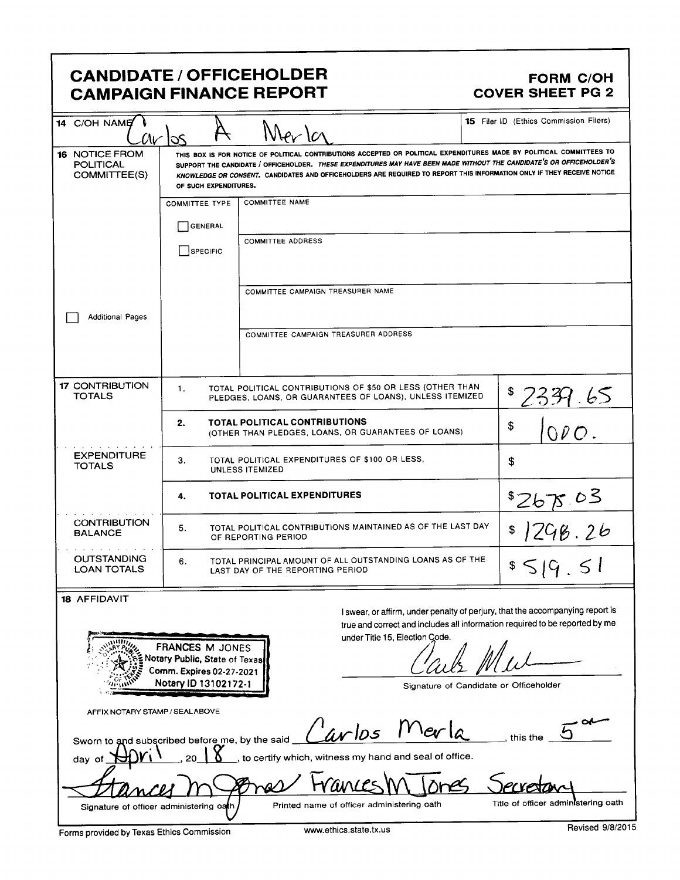# CANDIDATE / OFFICEHOLDER CAMPAIGN FINANCE REPORT

**FORM C/OH COVER SHEET PG 2**

| | | |
|---|---|---|
| **14** C/OH NAME | Carlos A Merla | **15** Filer ID (Ethics Commission Filers) |

**16 NOTICE FROM POLITICAL COMMITTEE(S)**

THIS BOX IS FOR NOTICE OF POLITICAL CONTRIBUTIONS ACCEPTED OR POLITICAL EXPENDITURES MADE BY POLITICAL COMMITTEES TO SUPPORT THE CANDIDATE / OFFICEHOLDER. *THESE EXPENDITURES MAY HAVE BEEN MADE WITHOUT THE CANDIDATE'S OR OFFICEHOLDER'S KNOWLEDGE OR CONSENT.* CANDIDATES AND OFFICEHOLDERS ARE REQUIRED TO REPORT THIS INFORMATION ONLY IF THEY RECEIVE NOTICE OF SUCH EXPENDITURES.

| COMMITTEE TYPE | |
|---|---|
| ☐ GENERAL | COMMITTEE NAME |
| ☐ SPECIFIC | COMMITTEE ADDRESS |
| | COMMITTEE CAMPAIGN TREASURER NAME |
| | COMMITTEE CAMPAIGN TREASURER ADDRESS |

☐ Additional Pages

| | | | |
|---|---|---|---|
| **17 CONTRIBUTION TOTALS** | 1. | TOTAL POLITICAL CONTRIBUTIONS OF $50 OR LESS (OTHER THAN PLEDGES, LOANS, OR GUARANTEES OF LOANS), UNLESS ITEMIZED | $ 2339.65 |
| | 2. | **TOTAL POLITICAL CONTRIBUTIONS** (OTHER THAN PLEDGES, LOANS, OR GUARANTEES OF LOANS) | $ 1000. |
| **EXPENDITURE TOTALS** | 3. | TOTAL POLITICAL EXPENDITURES OF $100 OR LESS, UNLESS ITEMIZED | $ |
| | 4. | **TOTAL POLITICAL EXPENDITURES** | $ 2675.03 |
| **CONTRIBUTION BALANCE** | 5. | TOTAL POLITICAL CONTRIBUTIONS MAINTAINED AS OF THE LAST DAY OF REPORTING PERIOD | $ 1298.26 |
| **OUTSTANDING LOAN TOTALS** | 6. | TOTAL PRINCIPAL AMOUNT OF ALL OUTSTANDING LOANS AS OF THE LAST DAY OF THE REPORTING PERIOD | $ 519.51 |

**18 AFFIDAVIT**

FRANCES M JONES
Notary Public, State of Texas
Comm. Expires 02-27-2021
Notary ID 13102172-1

I swear, or affirm, under penalty of perjury, that the accompanying report is true and correct and includes all information required to be reported by me under Title 15, Election Code.

[Signature]

Signature of Candidate or Officeholder

AFFIX NOTARY STAMP / SEAL ABOVE

Sworn to and subscribed before me, by the said Carlos Merla, this the 5th day of April, 2018, to certify which, witness my hand and seal of office.

| [Signature] | Frances M Jones | Secretary |
|---|---|---|
| Signature of officer administering oath | Printed name of officer administering oath | Title of officer administering oath |

Forms provided by Texas Ethics Commission www.ethics.state.tx.us Revised 9/8/2015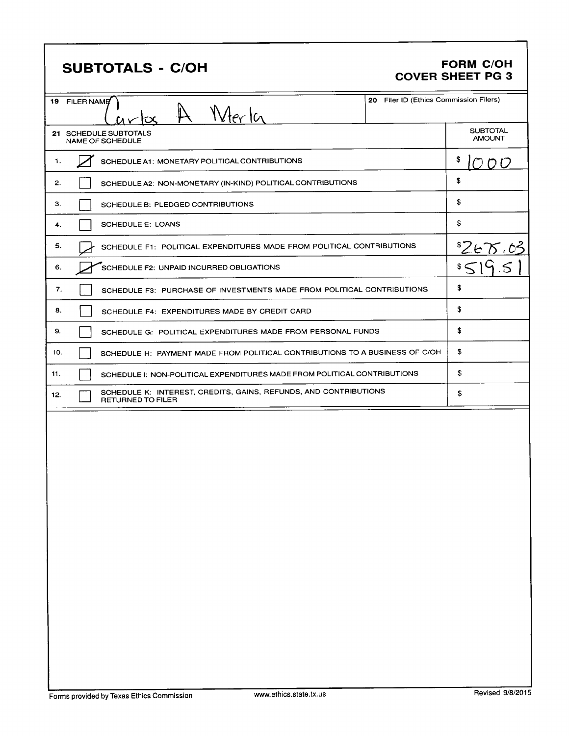# SUBTOTALS - C/OH

**FORM C/OH**
**COVER SHEET PG 3**

| 19 FILER NAME | 20 Filer ID (Ethics Commission Filers) |
|---|---|
| Carlos A Merla | |

| 21 SCHEDULE SUBTOTALS NAME OF SCHEDULE | | SUBTOTAL AMOUNT |
|---|---|---|
| 1. | [X] SCHEDULE A1: MONETARY POLITICAL CONTRIBUTIONS | $ 1000 |
| 2. | [ ] SCHEDULE A2: NON-MONETARY (IN-KIND) POLITICAL CONTRIBUTIONS | $ |
| 3. | [ ] SCHEDULE B: PLEDGED CONTRIBUTIONS | $ |
| 4. | [ ] SCHEDULE E: LOANS | $ |
| 5. | [X] SCHEDULE F1: POLITICAL EXPENDITURES MADE FROM POLITICAL CONTRIBUTIONS | $ 265.03 |
| 6. | [X] SCHEDULE F2: UNPAID INCURRED OBLIGATIONS | $ 519.51 |
| 7. | [ ] SCHEDULE F3: PURCHASE OF INVESTMENTS MADE FROM POLITICAL CONTRIBUTIONS | $ |
| 8. | [ ] SCHEDULE F4: EXPENDITURES MADE BY CREDIT CARD | $ |
| 9. | [ ] SCHEDULE G: POLITICAL EXPENDITURES MADE FROM PERSONAL FUNDS | $ |
| 10. | [ ] SCHEDULE H: PAYMENT MADE FROM POLITICAL CONTRIBUTIONS TO A BUSINESS OF C/OH | $ |
| 11. | [ ] SCHEDULE I: NON-POLITICAL EXPENDITURES MADE FROM POLITICAL CONTRIBUTIONS | $ |
| 12. | [ ] SCHEDULE K: INTEREST, CREDITS, GAINS, REFUNDS, AND CONTRIBUTIONS RETURNED TO FILER | $ |

Forms provided by Texas Ethics Commission www.ethics.state.tx.us Revised 9/8/2015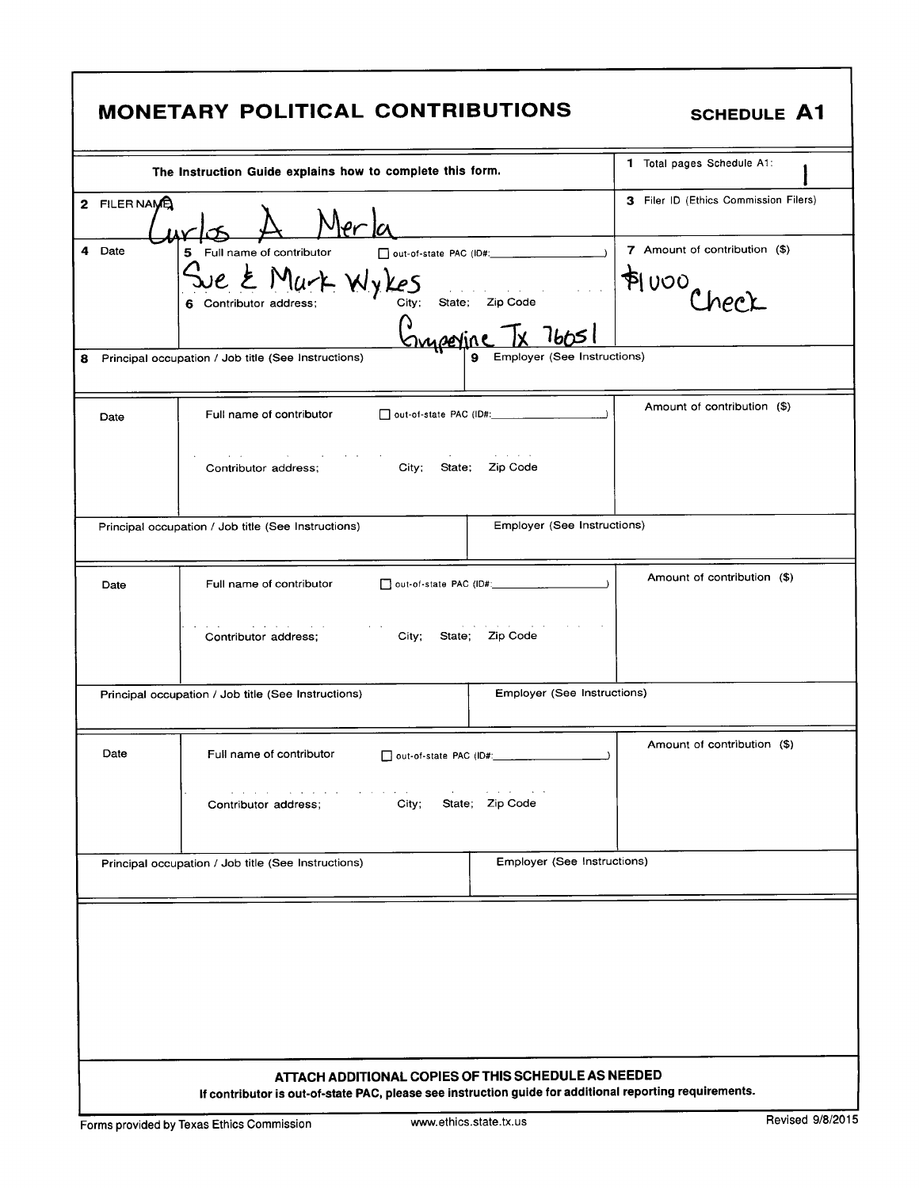# MONETARY POLITICAL CONTRIBUTIONS

**SCHEDULE A1**

| The Instruction Guide explains how to complete this form. | 1 Total pages Schedule A1: 1 |
|---|---|
| 2 FILER NAME: Carlos A Merla | 3 Filer ID (Ethics Commission Filers) |

| 4 Date | 5 Full name of contributor ☐ out-of-state PAC (ID#: ) <br> Sue & Mark Wykes <br> 6 Contributor address; City; State; Zip Code <br> Grapevine Tx 76051 | 7 Amount of contribution ($) <br> $1000 Check |
|---|---|---|
| 8 Principal occupation / Job title (See Instructions) | 9 Employer (See Instructions) | |

| Date | Full name of contributor ☐ out-of-state PAC (ID#: ) <br> Contributor address; City; State; Zip Code | Amount of contribution ($) |
|---|---|---|
| Principal occupation / Job title (See Instructions) | Employer (See Instructions) | |

| Date | Full name of contributor ☐ out-of-state PAC (ID#: ) <br> Contributor address; City; State; Zip Code | Amount of contribution ($) |
|---|---|---|
| Principal occupation / Job title (See Instructions) | Employer (See Instructions) | |

| Date | Full name of contributor ☐ out-of-state PAC (ID#: ) <br> Contributor address; City; State; Zip Code | Amount of contribution ($) |
|---|---|---|
| Principal occupation / Job title (See Instructions) | Employer (See Instructions) | |

**ATTACH ADDITIONAL COPIES OF THIS SCHEDULE AS NEEDED**

**If contributor is out-of-state PAC, please see instruction guide for additional reporting requirements.**

Forms provided by Texas Ethics Commission www.ethics.state.tx.us Revised 9/8/2015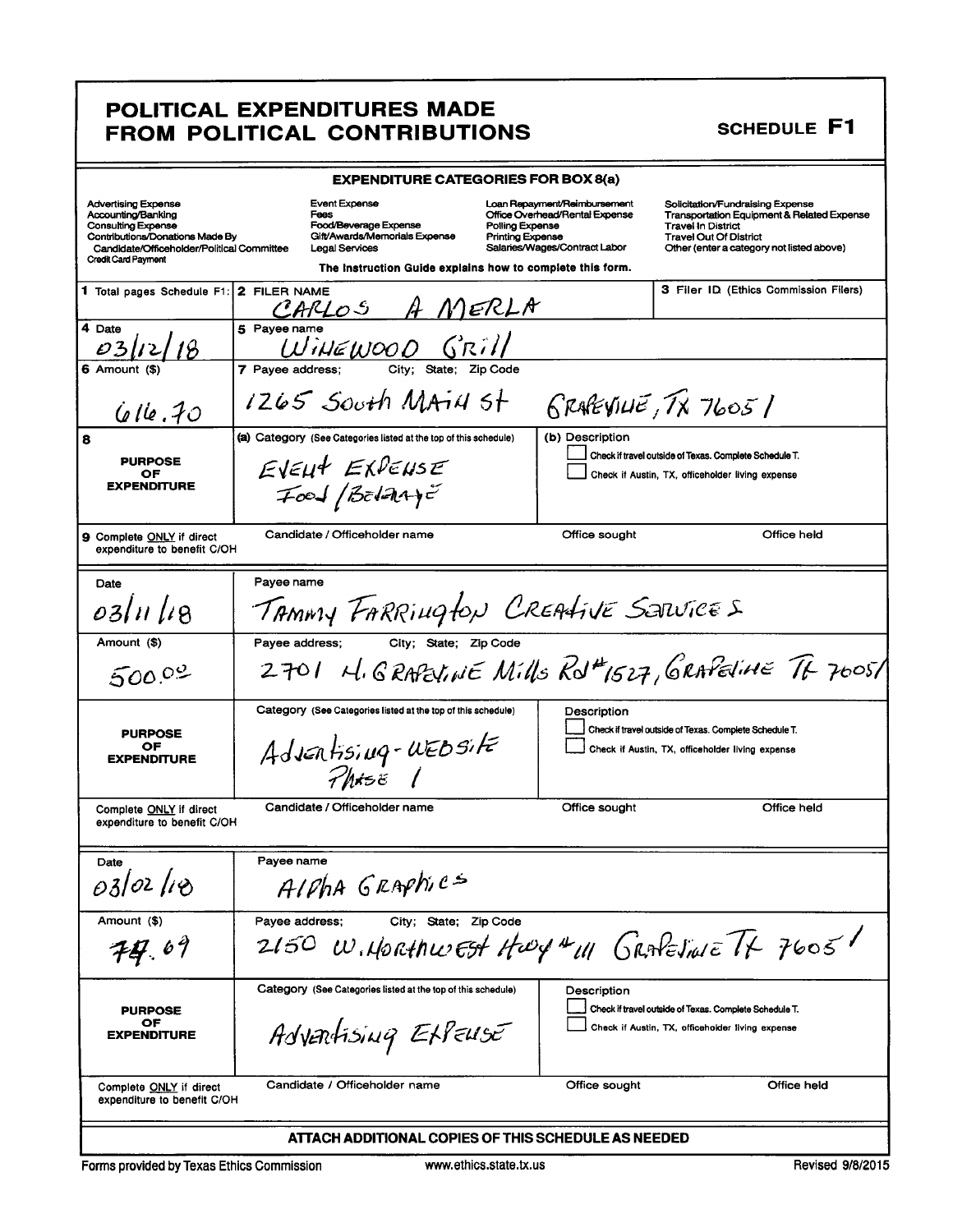# POLITICAL EXPENDITURES MADE FROM POLITICAL CONTRIBUTIONS

**SCHEDULE F1**

**EXPENDITURE CATEGORIES FOR BOX 8(a)**

| | | | |
|---|---|---|---|
| Advertising Expense | Event Expense | Loan Repayment/Reimbursement | Solicitation/Fundraising Expense |
| Accounting/Banking | Fees | Office Overhead/Rental Expense | Transportation Equipment & Related Expense |
| Consulting Expense | Food/Beverage Expense | Polling Expense | Travel In District |
| Contributions/Donations Made By Candidate/Officeholder/Political Committee | Gift/Awards/Memorials Expense | Printing Expense | Travel Out Of District |
| Credit Card Payment | Legal Services | Salaries/Wages/Contract Labor | Other (enter a category not listed above) |

The Instruction Guide explains how to complete this form.

| | | |
|---|---|---|
| 1 Total pages Schedule F1: | 2 FILER NAME: CARLOS A MERLA | 3 Filer ID (Ethics Commission Filers) |
| 4 Date: 03/12/18 | 5 Payee name: WINEWOOD GRILL | |
| 6 Amount ($): 616.70 | 7 Payee address; City; State; Zip Code: 1265 South Main St GRAPEVINE, TX 76051 | |
| 8 PURPOSE OF EXPENDITURE | (a) Category (See Categories listed at the top of this schedule): EVENT EXPENSE Food/Beverage | (b) Description<br>☐ Check if travel outside of Texas. Complete Schedule T.<br>☐ Check if Austin, TX, officeholder living expense |
| 9 Complete ONLY if direct expenditure to benefit C/OH | Candidate / Officeholder name | Office sought / Office held |

| | | |
|---|---|---|
| Date: 03/11/18 | Payee name: TAMMY FARRINGTON CREATIVE SERVICES | |
| Amount ($): 500.00 | Payee address; City; State; Zip Code: 2701 N. GRAPEVINE Mills Rd #1527, GRAPEVINE TX 76051 | |
| PURPOSE OF EXPENDITURE | Category (See Categories listed at the top of this schedule): Advertising - WEBSITE Phase 1 | Description<br>☐ Check if travel outside of Texas. Complete Schedule T.<br>☐ Check if Austin, TX, officeholder living expense |
| Complete ONLY if direct expenditure to benefit C/OH | Candidate / Officeholder name | Office sought / Office held |

| | | |
|---|---|---|
| Date: 03/02/18 | Payee name: AlPhA GRAPhICS | |
| Amount ($): 77.69 | Payee address; City; State; Zip Code: 2150 W. NORTHWEST Hwy #111 GRAPEVINE TX 76051 | |
| PURPOSE OF EXPENDITURE | Category (See Categories listed at the top of this schedule): Advertising EXPENSE | Description<br>☐ Check if travel outside of Texas. Complete Schedule T.<br>☐ Check if Austin, TX, officeholder living expense |
| Complete ONLY if direct expenditure to benefit C/OH | Candidate / Officeholder name | Office sought / Office held |

**ATTACH ADDITIONAL COPIES OF THIS SCHEDULE AS NEEDED**

Forms provided by Texas Ethics Commission | www.ethics.state.tx.us | Revised 9/8/2015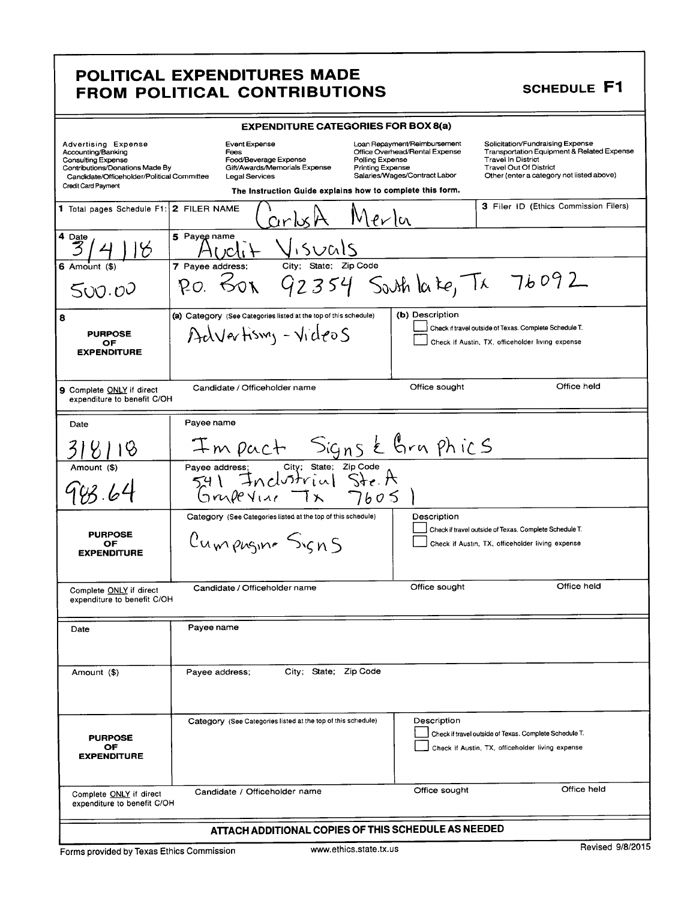# POLITICAL EXPENDITURES MADE FROM POLITICAL CONTRIBUTIONS

**SCHEDULE F1**

### EXPENDITURE CATEGORIES FOR BOX 8(a)

| | | | |
|---|---|---|---|
| Advertising Expense | Event Expense | Loan Repayment/Reimbursement | Solicitation/Fundraising Expense |
| Accounting/Banking | Fees | Office Overhead/Rental Expense | Transportation Equipment & Related Expense |
| Consulting Expense | Food/Beverage Expense | Polling Expense | Travel In District |
| Contributions/Donations Made By Candidate/Officeholder/Political Committee | Gift/Awards/Memorials Expense | Printing Expense | Travel Out Of District |
| Credit Card Payment | Legal Services | Salaries/Wages/Contract Labor | Other (enter a category not listed above) |

The Instruction Guide explains how to complete this form.

| 1 Total pages Schedule F1: | 2 FILER NAME Carlos A Merla | 3 Filer ID (Ethics Commission Filers) |
|---|---|---|

| | | | |
|---|---|---|---|
| **4 Date** 3/4/18 | **5 Payee name** Audit Visuals | | |
| **6 Amount ($)** 500.00 | **7 Payee address; City; State; Zip Code** P.O. Box 92354 Southlake, Tx 76092 | | |
| **8 PURPOSE OF EXPENDITURE** | **(a) Category** (See Categories listed at the top of this schedule) Advertising - Videos | **(b) Description** ☐ Check if travel outside of Texas. Complete Schedule T. ☐ Check if Austin, TX, officeholder living expense | |
| **9 Complete ONLY if direct expenditure to benefit C/OH** | Candidate / Officeholder name | Office sought | Office held |

| | | | |
|---|---|---|---|
| **Date** 3/8/18 | **Payee name** Impact Signs & Graphics | | |
| **Amount ($)** 983.64 | **Payee address; City; State; Zip Code** 541 Industrial Ste. A Grapevine Tx 76051 | | |
| **PURPOSE OF EXPENDITURE** | **Category** (See Categories listed at the top of this schedule) Campaign Signs | **Description** ☐ Check if travel outside of Texas. Complete Schedule T. ☐ Check if Austin, TX, officeholder living expense | |
| **Complete ONLY if direct expenditure to benefit C/OH** | Candidate / Officeholder name | Office sought | Office held |

| | | | |
|---|---|---|---|
| **Date** | **Payee name** | | |
| **Amount ($)** | **Payee address; City; State; Zip Code** | | |
| **PURPOSE OF EXPENDITURE** | **Category** (See Categories listed at the top of this schedule) | **Description** ☐ Check if travel outside of Texas. Complete Schedule T. ☐ Check if Austin, TX, officeholder living expense | |
| **Complete ONLY if direct expenditure to benefit C/OH** | Candidate / Officeholder name | Office sought | Office held |

**ATTACH ADDITIONAL COPIES OF THIS SCHEDULE AS NEEDED**

Forms provided by Texas Ethics Commission    www.ethics.state.tx.us    Revised 9/8/2015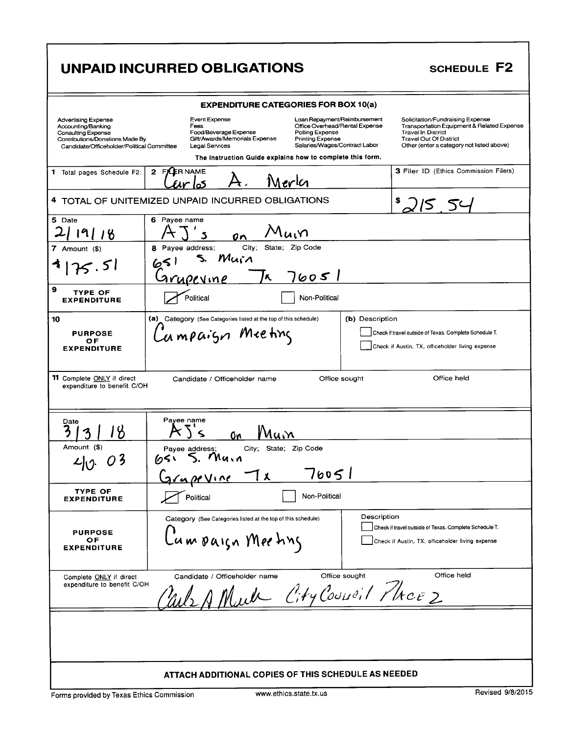# UNPAID INCURRED OBLIGATIONS

**SCHEDULE F2**

### EXPENDITURE CATEGORIES FOR BOX 10(a)

| | | | |
|---|---|---|---|
| Advertising Expense | Event Expense | Loan Repayment/Reimbursement | Solicitation/Fundraising Expense |
| Accounting/Banking | Fees | Office Overhead/Rental Expense | Transportation Equipment & Related Expense |
| Consulting Expense | Food/Beverage Expense | Polling Expense | Travel In District |
| Contributions/Donations Made By Candidate/Officeholder/Political Committee | Gift/Awards/Memorials Expense | Printing Expense | Travel Out Of District |
| | Legal Services | Salaries/Wages/Contract Labor | Other (enter a category not listed above) |

The Instruction Guide explains how to complete this form.

**1** Total pages Schedule F2:

**2** FILER NAME: Carlos A. Merla

**3** Filer ID (Ethics Commission Filers):

**4** TOTAL OF UNITEMIZED UNPAID INCURRED OBLIGATIONS: $215.54

---

**5** Date: 2/19/18

**6** Payee name: AJ's on Main

**7** Amount ($): $175.51

**8** Payee address; City; State; Zip Code: 651 S. Main, Grapevine TX 76051

**9** TYPE OF EXPENDITURE: ☑ Political ☐ Non-Political

**10** PURPOSE OF EXPENDITURE:
(a) Category (See Categories listed at the top of this schedule): Campaign Meeting
(b) Description:
☐ Check if travel outside of Texas. Complete Schedule T.
☐ Check if Austin, TX, officeholder living expense

**11** Complete ONLY if direct expenditure to benefit C/OH:
Candidate / Officeholder name: | Office sought: | Office held:

---

Date: 3/3/18

Payee name: AJ's on Main

Amount ($): 40.03

Payee address; City; State; Zip Code: 651 S. Main, Grapevine Tx 76051

TYPE OF EXPENDITURE: ☑ Political ☐ Non-Political

PURPOSE OF EXPENDITURE:
Category (See Categories listed at the top of this schedule): Campaign Meeting
Description:
☐ Check if travel outside of Texas. Complete Schedule T.
☐ Check if Austin, TX, officeholder living expense

Complete ONLY if direct expenditure to benefit C/OH:
Candidate / Officeholder name: Carlos A Merla | Office sought: City Council Place 2 | Office held:

---

**ATTACH ADDITIONAL COPIES OF THIS SCHEDULE AS NEEDED**

Forms provided by Texas Ethics Commission — www.ethics.state.tx.us — Revised 9/8/2015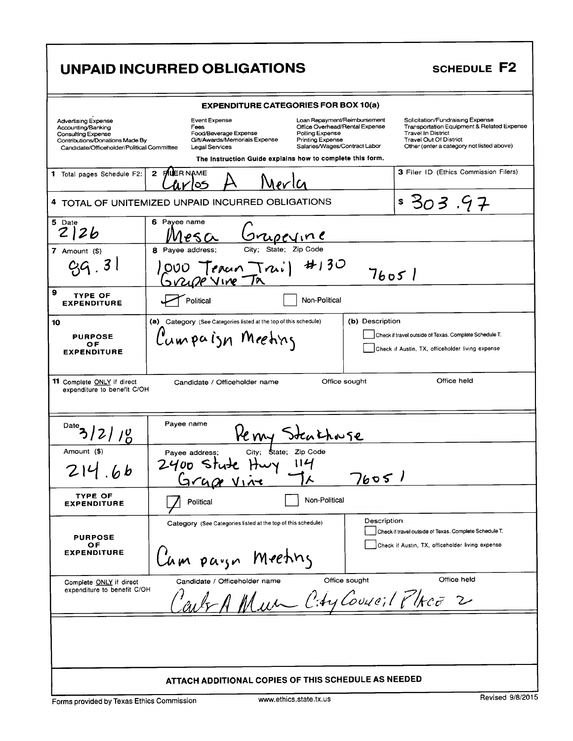# UNPAID INCURRED OBLIGATIONS

**SCHEDULE F2**

**EXPENDITURE CATEGORIES FOR BOX 10(a)**

| | | | |
|---|---|---|---|
| Advertising Expense<br>Accounting/Banking<br>Consulting Expense<br>Contributions/Donations Made By Candidate/Officeholder/Political Committee | Event Expense<br>Fees<br>Food/Beverage Expense<br>Gift/Awards/Memorials Expense<br>Legal Services | Loan Repayment/Reimbursement<br>Office Overhead/Rental Expense<br>Polling Expense<br>Printing Expense<br>Salaries/Wages/Contract Labor | Solicitation/Fundraising Expense<br>Transportation Equipment & Related Expense<br>Travel In District<br>Travel Out Of District<br>Other (enter a category not listed above) |

The Instruction Guide explains how to complete this form.

1 Total pages Schedule F2:

2 FILER NAME: Carlos A Merla

3 Filer ID (Ethics Commission Filers):

4 TOTAL OF UNITEMIZED UNPAID INCURRED OBLIGATIONS: $ 303.97

---

5 Date: 2/26

6 Payee name: Mesa Grapevine

7 Amount ($): 89.31

8 Payee address; City; State; Zip Code: 1000 Texan Trail #130 Grapevine TX 76051

9 TYPE OF EXPENDITURE: [X] Political [ ] Non-Political

10 PURPOSE OF EXPENDITURE:
(a) Category (See Categories listed at the top of this schedule): Campaign Meeting
(b) Description:
[ ] Check if travel outside of Texas. Complete Schedule T.
[ ] Check if Austin, TX, officeholder living expense

11 Complete ONLY if direct expenditure to benefit C/OH: Candidate / Officeholder name / Office sought / Office held

---

Date: 3/2/18

Payee name: Perry Steakhouse

Amount ($): 214.66

Payee address; City; State; Zip Code: 2400 State Hwy 114 Grapevine TX 76051

TYPE OF EXPENDITURE: [X] Political [ ] Non-Political

PURPOSE OF EXPENDITURE:
Category (See Categories listed at the top of this schedule): Campaign Meeting
Description:
[ ] Check if travel outside of Texas. Complete Schedule T.
[ ] Check if Austin, TX, officeholder living expense

Complete ONLY if direct expenditure to benefit C/OH:
Candidate / Officeholder name: Carlos A Merla
Office sought: City Council Place 2
Office held:

---

ATTACH ADDITIONAL COPIES OF THIS SCHEDULE AS NEEDED

Forms provided by Texas Ethics Commission www.ethics.state.tx.us Revised 9/8/2015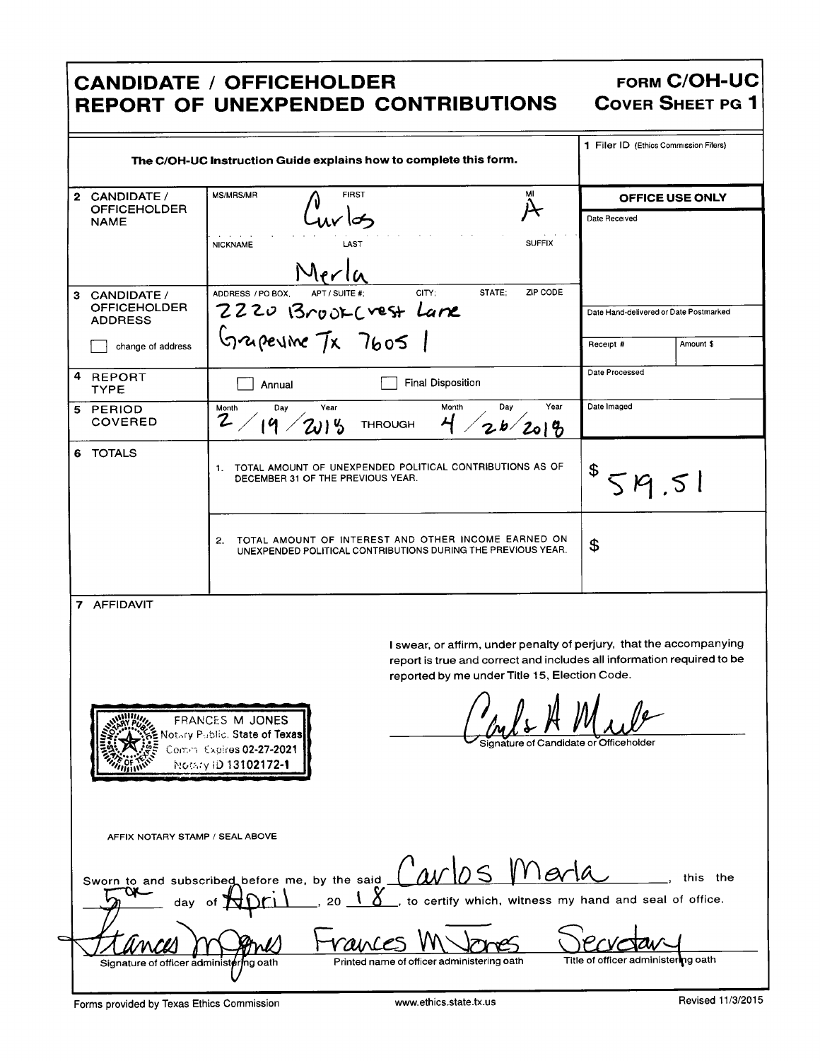# CANDIDATE / OFFICEHOLDER REPORT OF UNEXPENDED CONTRIBUTIONS

**FORM C/OH-UC**
**COVER SHEET PG 1**

The C/OH-UC Instruction Guide explains how to complete this form.

**1** Filer ID (Ethics Commission Filers)

| | | |
|---|---|---|
| **2** CANDIDATE / OFFICEHOLDER NAME | MS/MRS/MR: FIRST: Carlos MI: A<br>NICKNAME: LAST: Merla SUFFIX: | **OFFICE USE ONLY**<br>Date Received |
| **3** CANDIDATE / OFFICEHOLDER ADDRESS<br>☐ change of address | ADDRESS / PO BOX; APT / SUITE #; CITY; STATE; ZIP CODE<br>2220 Brookcrest Lane<br>Grapevine Tx 76051 | Date Hand-delivered or Date Postmarked<br>Receipt # / Amount $ |
| **4** REPORT TYPE | ☐ Annual ☐ Final Disposition | Date Processed |
| **5** PERIOD COVERED | Month Day Year 2 / 19 / 2018 THROUGH Month Day Year 4 / 26 / 2018 | Date Imaged |
| **6** TOTALS | 1. TOTAL AMOUNT OF UNEXPENDED POLITICAL CONTRIBUTIONS AS OF DECEMBER 31 OF THE PREVIOUS YEAR. | $ 519.51 |
| | 2. TOTAL AMOUNT OF INTEREST AND OTHER INCOME EARNED ON UNEXPENDED POLITICAL CONTRIBUTIONS DURING THE PREVIOUS YEAR. | $ |

**7** AFFIDAVIT

I swear, or affirm, under penalty of perjury, that the accompanying report is true and correct and includes all information required to be reported by me under Title 15, Election Code.

Carlos A Merla
Signature of Candidate or Officeholder

FRANCES M JONES
Notary Public, State of Texas
Comm. Expires 02-27-2021
Notary ID 13102172-1

AFFIX NOTARY STAMP / SEAL ABOVE

Sworn to and subscribed before me, by the said Carlos Merla, this the 5th day of April, 20 18, to certify which, witness my hand and seal of office.

| | | |
|---|---|---|
| Frances M Jones | Frances M Jones | Secretary |
| Signature of officer administering oath | Printed name of officer administering oath | Title of officer administering oath |

Forms provided by Texas Ethics Commission www.ethics.state.tx.us Revised 11/3/2015